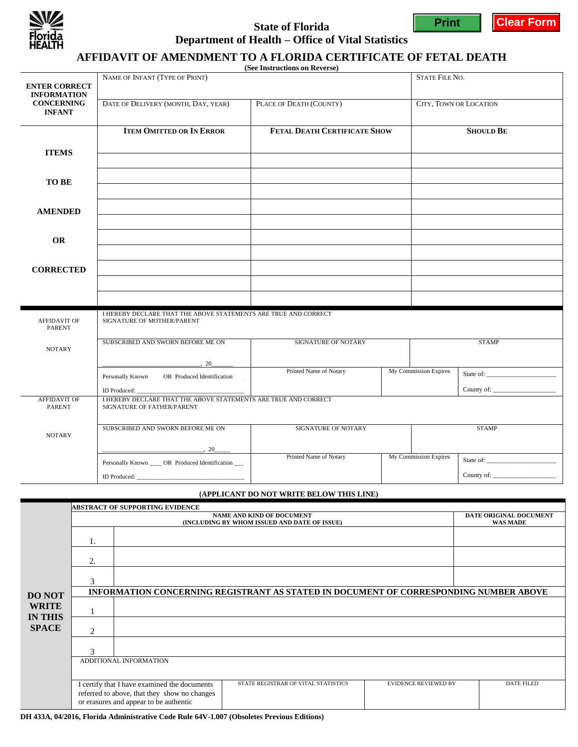State of Florida
Department of Health – Office of Vital Statistics

# AFFIDAVIT OF AMENDMENT TO A FLORIDA CERTIFICATE OF FETAL DEATH

**(See Instructions on Reverse)**

| | | | |
|---|---|---|---|
| **ENTER CORRECT INFORMATION CONCERNING INFANT** | NAME OF INFANT (TYPE OF PRINT) | | STATE FILE NO. |
| | DATE OF DELIVERY (MONTH, DAY, YEAR) | PLACE OF DEATH (COUNTY) | CITY, TOWN OR LOCATION |

| | ITEM OMITTED OR IN ERROR | FETAL DEATH CERTIFICATE SHOW | SHOULD BE |
|---|---|---|---|
| **ITEMS TO BE AMENDED OR CORRECTED** | | | |
| | | | |
| | | | |
| | | | |
| | | | |
| | | | |
| | | | |
| | | | |
| | | | |
| | | | |

| | | | | |
|---|---|---|---|---|
| AFFIDAVIT OF PARENT | I HEREBY DECLARE THAT THE ABOVE STATEMENTS ARE TRUE AND CORRECT<br>SIGNATURE OF MOTHER/PARENT | | | |
| NOTARY | SUBSCRIBED AND SWORN BEFORE ME ON<br>______________________________, 20______ | SIGNATURE OF NOTARY | | STAMP |
| | Personally Known OR Produced Identification<br>ID Produced: ______________________________ | Printed Name of Notary | My Commission Expires | State of: ____________________<br>County of: __________________ |
| AFFIDAVIT OF PARENT | I HEREBY DECLARE THAT THE ABOVE STATEMENTS ARE TRUE AND CORRECT<br>SIGNATURE OF FATHER/PARENT | | | |
| NOTARY | SUBSCRIBED AND SWORN BEFORE ME ON<br>______________________________, 20_____ | SIGNATURE OF NOTARY | | STAMP |
| | Personally Known ____ OR Produced Identification ___<br>ID Produced: ______________________________ | Printed Name of Notary | My Commission Expires | State of: ____________________<br>County of: __________________ |

**(APPLICANT DO NOT WRITE BELOW THIS LINE)**

**DO NOT WRITE IN THIS SPACE**

**ABSTRACT OF SUPPORTING EVIDENCE**

| | NAME AND KIND OF DOCUMENT (INCLUDING BY WHOM ISSUED AND DATE OF ISSUE) | DATE ORIGINAL DOCUMENT WAS MADE |
|---|---|---|
| 1. | | |
| 2. | | |
| 3 | | |

**INFORMATION CONCERNING REGISTRANT AS STATED IN DOCUMENT OF CORRESPONDING NUMBER ABOVE**

| | |
|---|---|
| 1 | |
| 2 | |
| 3 | |

ADDITIONAL INFORMATION

| I certify that I have examined the documents referred to above, that they show no changes or erasures and appear to be authentic | STATE REGISTRAR OF VITAL STATISTICS | EVIDENCE REVIEWED BY | DATE FILED |
|---|---|---|---|

**DH 433A, 04/2016, Florida Administrative Code Rule 64V-1.007 (Obsoletes Previous Editions)**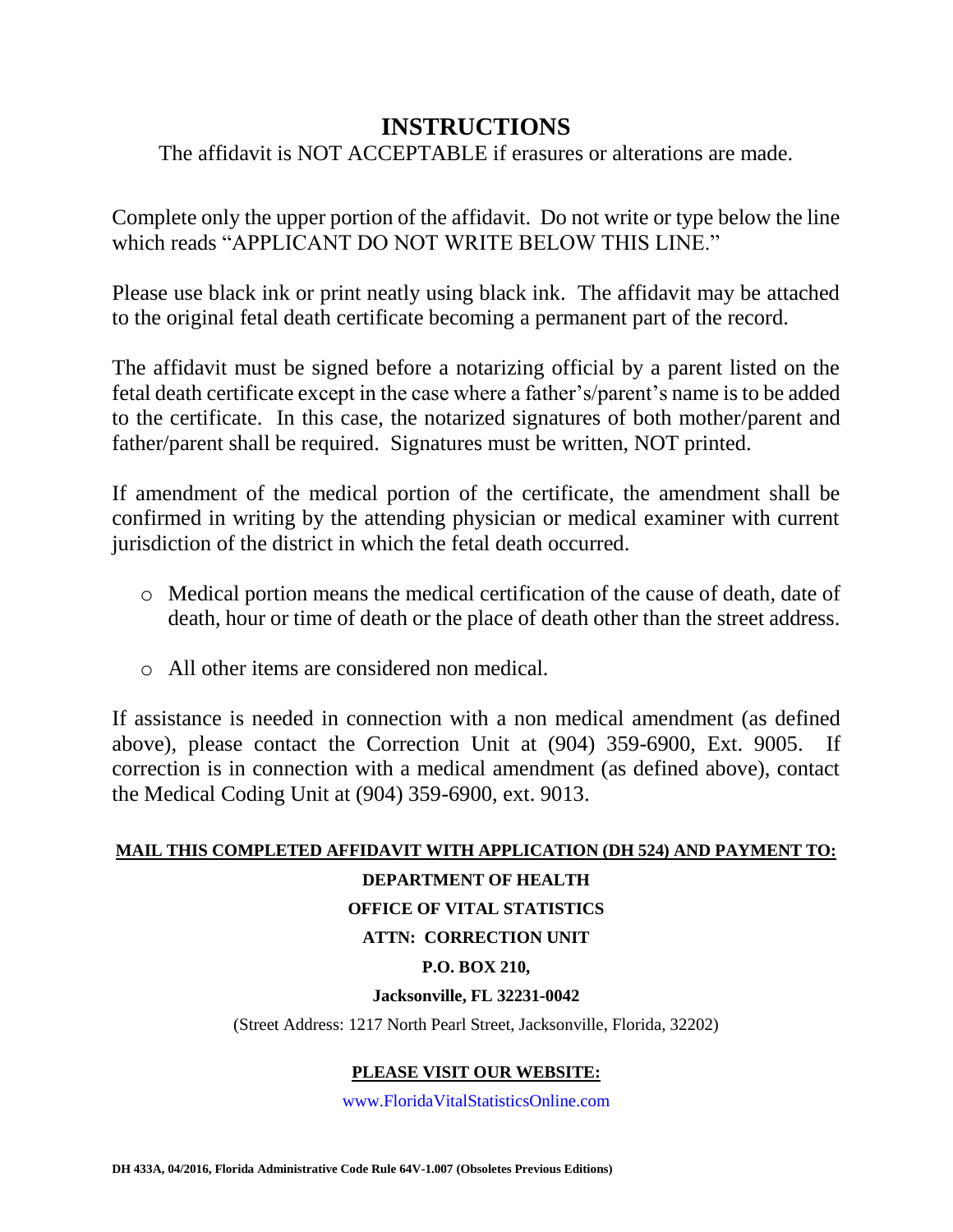# INSTRUCTIONS

The affidavit is NOT ACCEPTABLE if erasures or alterations are made.

Complete only the upper portion of the affidavit. Do not write or type below the line which reads "APPLICANT DO NOT WRITE BELOW THIS LINE."

Please use black ink or print neatly using black ink. The affidavit may be attached to the original fetal death certificate becoming a permanent part of the record.

The affidavit must be signed before a notarizing official by a parent listed on the fetal death certificate except in the case where a father's/parent's name is to be added to the certificate. In this case, the notarized signatures of both mother/parent and father/parent shall be required. Signatures must be written, NOT printed.

If amendment of the medical portion of the certificate, the amendment shall be confirmed in writing by the attending physician or medical examiner with current jurisdiction of the district in which the fetal death occurred.

- Medical portion means the medical certification of the cause of death, date of death, hour or time of death or the place of death other than the street address.
- All other items are considered non medical.

If assistance is needed in connection with a non medical amendment (as defined above), please contact the Correction Unit at (904) 359-6900, Ext. 9005. If correction is in connection with a medical amendment (as defined above), contact the Medical Coding Unit at (904) 359-6900, ext. 9013.

**MAIL THIS COMPLETED AFFIDAVIT WITH APPLICATION (DH 524) AND PAYMENT TO:**

**DEPARTMENT OF HEALTH**

**OFFICE OF VITAL STATISTICS**

**ATTN: CORRECTION UNIT**

**P.O. BOX 210,**

**Jacksonville, FL 32231-0042**

(Street Address: 1217 North Pearl Street, Jacksonville, Florida, 32202)

**PLEASE VISIT OUR WEBSITE:**

www.FloridaVitalStatisticsOnline.com

**DH 433A, 04/2016, Florida Administrative Code Rule 64V-1.007 (Obsoletes Previous Editions)**